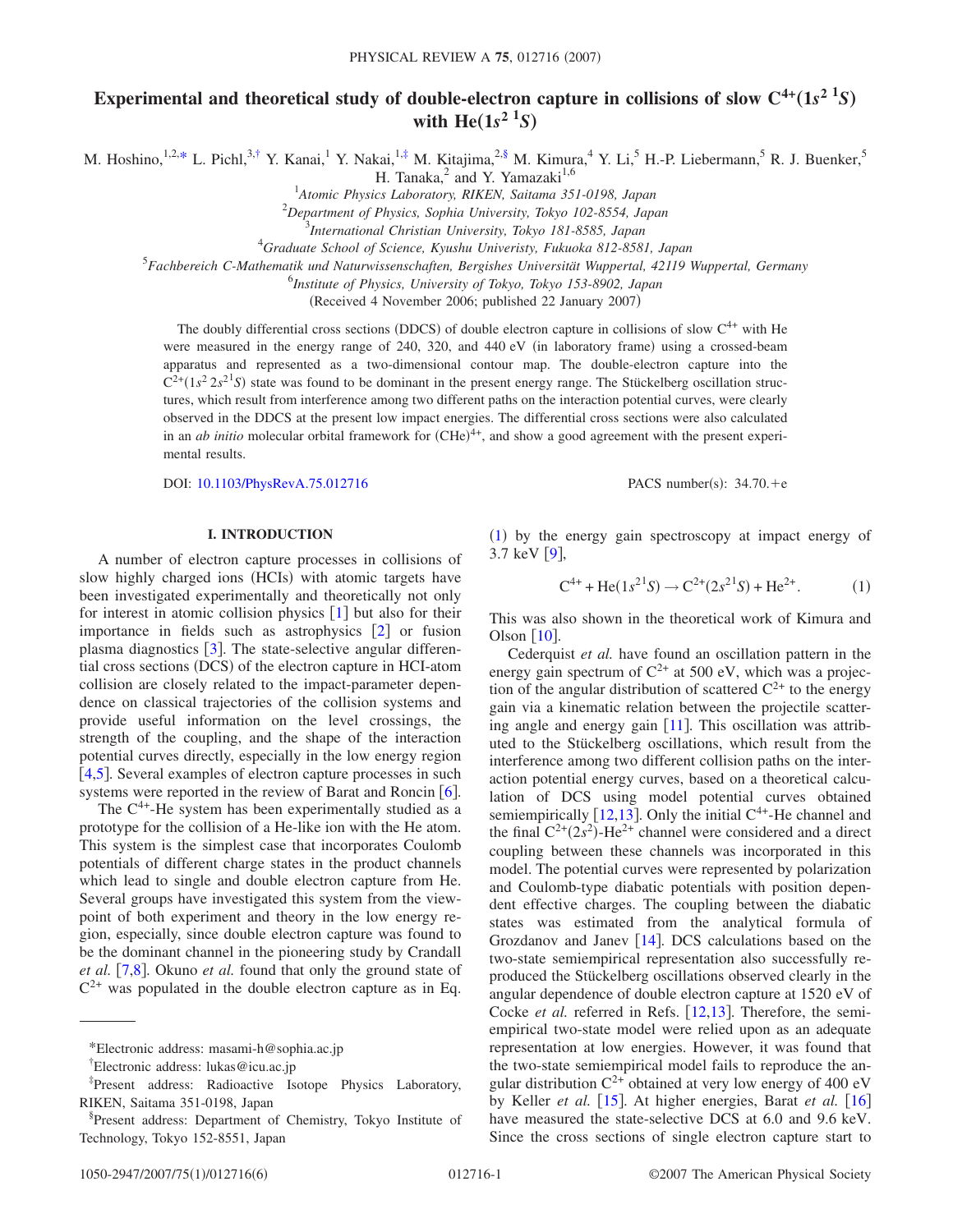# Experimental and theoretical study of double-electron capture in collisions of slow $C^{4+}(1s^2\,{}^1S)$ with $He(1s^2\,{}^1S)$

M. Hoshino,[1,2,*] L. Pichl,[3,†] Y. Kanai,[1] Y. Nakai,[1,‡] M. Kitajima,[2,§] M. Kimura,[4] Y. Li,[5] H.-P. Liebermann,[5] R. J. Buenker,[5] H. Tanaka,[2] and Y. Yamazaki[1,6]

[1]*Atomic Physics Laboratory, RIKEN, Saitama 351-0198, Japan*

[2]*Department of Physics, Sophia University, Tokyo 102-8554, Japan*

[3]*International Christian University, Tokyo 181-8585, Japan*

[4]*Graduate School of Science, Kyushu Univeristy, Fukuoka 812-8581, Japan*

[5]*Fachbereich C-Mathematik und Naturwissenschaften, Bergishes Universität Wuppertal, 42119 Wuppertal, Germany*

[6]*Institute of Physics, University of Tokyo, Tokyo 153-8902, Japan*

(Received 4 November 2006; published 22 January 2007)

The doubly differential cross sections (DDCS) of double electron capture in collisions of slow $C^{4+}$ with He were measured in the energy range of 240, 320, and 440 eV (in laboratory frame) using a crossed-beam apparatus and represented as a two-dimensional contour map. The double-electron capture into the $C^{2+}(1s^2\,2s^2\,{}^1S)$ state was found to be dominant in the present energy range. The Stückelberg oscillation structures, which result from interference among two different paths on the interaction potential curves, were clearly observed in the DDCS at the present low impact energies. The differential cross sections were also calculated in an *ab initio* molecular orbital framework for $(CHe)^{4+}$, and show a good agreement with the present experimental results.

DOI: 10.1103/PhysRevA.75.012716  PACS number(s): 34.70.+e

## I. INTRODUCTION

A number of electron capture processes in collisions of slow highly charged ions (HCIs) with atomic targets have been investigated experimentally and theoretically not only for interest in atomic collision physics [1] but also for their importance in fields such as astrophysics [2] or fusion plasma diagnostics [3]. The state-selective angular differential cross sections (DCS) of the electron capture in HCI-atom collision are closely related to the impact-parameter dependence on classical trajectories of the collision systems and provide useful information on the level crossings, the strength of the coupling, and the shape of the interaction potential curves directly, especially in the low energy region [4,5]. Several examples of electron capture processes in such systems were reported in the review of Barat and Roncin [6].

The $C^{4+}$-He system has been experimentally studied as a prototype for the collision of a He-like ion with the He atom. This system is the simplest case that incorporates Coulomb potentials of different charge states in the product channels which lead to single and double electron capture from He. Several groups have investigated this system from the viewpoint of both experiment and theory in the low energy region, especially, since double electron capture was found to be the dominant channel in the pioneering study by Crandall *et al.* [7,8]. Okuno *et al.* found that only the ground state of $C^{2+}$ was populated in the double electron capture as in Eq. (1) by the energy gain spectroscopy at impact energy of 3.7 keV [9],

$$C^{4+} + He(1s^2\,{}^1S) \rightarrow C^{2+}(2s^2\,{}^1S) + He^{2+}. \quad (1)$$

This was also shown in the theoretical work of Kimura and Olson [10].

Cederquist *et al.* have found an oscillation pattern in the energy gain spectrum of $C^{2+}$ at 500 eV, which was a projection of the angular distribution of scattered $C^{2+}$ to the energy gain via a kinematic relation between the projectile scattering angle and energy gain [11]. This oscillation was attributed to the Stückelberg oscillations, which result from the interference among two different collision paths on the interaction potential energy curves, based on a theoretical calculation of DCS using model potential curves obtained semiempirically [12,13]. Only the initial $C^{4+}$-He channel and the final $C^{2+}(2s^2)$-$He^{2+}$ channel were considered and a direct coupling between these channels was incorporated in this model. The potential curves were represented by polarization and Coulomb-type diabatic potentials with position dependent effective charges. The coupling between the diabatic states was estimated from the analytical formula of Grozdanov and Janev [14]. DCS calculations based on the two-state semiempirical representation also successfully reproduced the Stückelberg oscillations observed clearly in the angular dependence of double electron capture at 1520 eV of Cocke *et al.* referred in Refs. [12,13]. Therefore, the semiempirical two-state model were relied upon as an adequate representation at low energies. However, it was found that the two-state semiempirical model fails to reproduce the angular distribution $C^{2+}$ obtained at very low energy of 400 eV by Keller *et al.* [15]. At higher energies, Barat *et al.* [16] have measured the state-selective DCS at 6.0 and 9.6 keV. Since the cross sections of single electron capture start to

---

*Electronic address: masami-h@sophia.ac.jp

†Electronic address: lukas@icu.ac.jp

‡Present address: Radioactive Isotope Physics Laboratory, RIKEN, Saitama 351-0198, Japan

§Present address: Department of Chemistry, Tokyo Institute of Technology, Tokyo 152-8551, Japan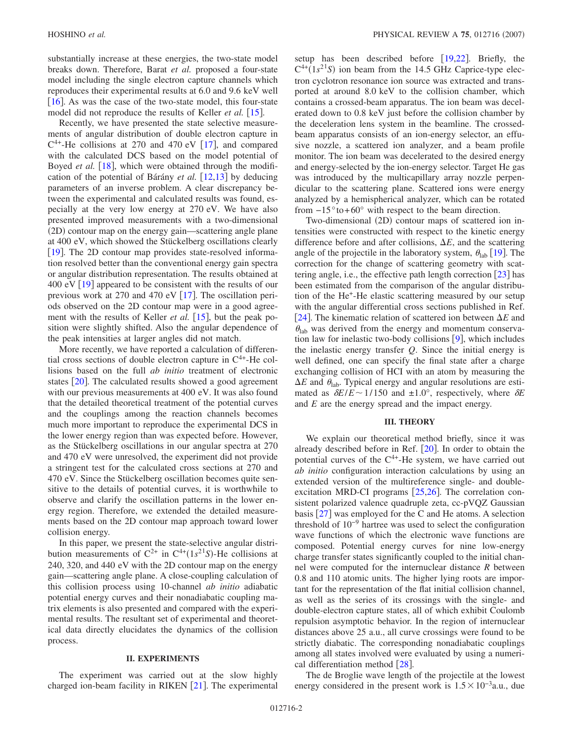substantially increase at these energies, the two-state model breaks down. Therefore, Barat *et al.* proposed a four-state model including the single electron capture channels which reproduces their experimental results at 6.0 and 9.6 keV well [16]. As was the case of the two-state model, this four-state model did not reproduce the results of Keller *et al.* [15].

Recently, we have presented the state selective measurements of angular distribution of double electron capture in $C^{4+}$-He collisions at 270 and 470 eV [17], and compared with the calculated DCS based on the model potential of Boyed *et al.* [18], which were obtained through the modification of the potential of Bárány *et al.* [12,13] by deducing parameters of an inverse problem. A clear discrepancy between the experimental and calculated results was found, especially at the very low energy at 270 eV. We have also presented improved measurements with a two-dimensional (2D) contour map on the energy gain—scattering angle plane at 400 eV, which showed the Stückelberg oscillations clearly [19]. The 2D contour map provides state-resolved information resolved better than the conventional energy gain spectra or angular distribution representation. The results obtained at 400 eV [19] appeared to be consistent with the results of our previous work at 270 and 470 eV [17]. The oscillation periods observed on the 2D contour map were in a good agreement with the results of Keller *et al.* [15], but the peak position were slightly shifted. Also the angular dependence of the peak intensities at larger angles did not match.

More recently, we have reported a calculation of differential cross sections of double electron capture in $C^{4+}$-He collisions based on the full *ab initio* treatment of electronic states [20]. The calculated results showed a good agreement with our previous measurements at 400 eV. It was also found that the detailed theoretical treatment of the potential curves and the couplings among the reaction channels becomes much more important to reproduce the experimental DCS in the lower energy region than was expected before. However, as the Stückelberg oscillations in our angular spectra at 270 and 470 eV were unresolved, the experiment did not provide a stringent test for the calculated cross sections at 270 and 470 eV. Since the Stückelberg oscillation becomes quite sensitive to the details of potential curves, it is worthwhile to observe and clarify the oscillation patterns in the lower energy region. Therefore, we extended the detailed measurements based on the 2D contour map approach toward lower collision energy.

In this paper, we present the state-selective angular distribution measurements of $C^{2+}$ in $C^{4+}(1s^{2}\,{}^{1}S)$-He collisions at 240, 320, and 440 eV with the 2D contour map on the energy gain—scattering angle plane. A close-coupling calculation of this collision process using 10-channel *ab initio* adiabatic potential energy curves and their nonadiabatic coupling matrix elements is also presented and compared with the experimental results. The resultant set of experimental and theoretical data directly elucidates the dynamics of the collision process.

## II. EXPERIMENTS

The experiment was carried out at the slow highly charged ion-beam facility in RIKEN [21]. The experimental setup has been described before [19,22]. Briefly, the $C^{4+}(1s^{2}\,{}^{1}S)$ ion beam from the 14.5 GHz Caprice-type electron cyclotron resonance ion source was extracted and transported at around 8.0 keV to the collision chamber, which contains a crossed-beam apparatus. The ion beam was decelerated down to 0.8 keV just before the collision chamber by the deceleration lens system in the beamline. The crossed-beam apparatus consists of an ion-energy selector, an effusive nozzle, a scattered ion analyzer, and a beam profile monitor. The ion beam was decelerated to the desired energy and energy-selected by the ion-energy selector. Target He gas was introduced by the multicapillary array nozzle perpendicular to the scattering plane. Scattered ions were energy analyzed by a hemispherical analyzer, which can be rotated from $-15°$ to $+60°$ with respect to the beam direction.

Two-dimensional (2D) contour maps of scattered ion intensities were constructed with respect to the kinetic energy difference before and after collisions, $\Delta E$, and the scattering angle of the projectile in the laboratory system, $\theta_{\rm lab}$ [19]. The correction for the change of scattering geometry with scattering angle, i.e., the effective path length correction [23] has been estimated from the comparison of the angular distribution of the $He^{+}$-He elastic scattering measured by our setup with the angular differential cross sections published in Ref. [24]. The kinematic relation of scattered ion between $\Delta E$ and $\theta_{\rm lab}$ was derived from the energy and momentum conservation law for inelastic two-body collisions [9], which includes the inelastic energy transfer $Q$. Since the initial energy is well defined, one can specify the final state after a charge exchanging collision of HCI with an atom by measuring the $\Delta E$ and $\theta_{\rm lab}$. Typical energy and angular resolutions are estimated as $\delta E/E \sim 1/150$ and $\pm 1.0°$, respectively, where $\delta E$ and $E$ are the energy spread and the impact energy.

## III. THEORY

We explain our theoretical method briefly, since it was already described before in Ref. [20]. In order to obtain the potential curves of the $C^{4+}$-He system, we have carried out *ab initio* configuration interaction calculations by using an extended version of the multireference single- and double-excitation MRD-CI programs [25,26]. The correlation consistent polarized valence quadruple zeta, cc-pVQZ Gaussian basis [27] was employed for the C and He atoms. A selection threshold of $10^{-9}$ hartree was used to select the configuration wave functions of which the electronic wave functions are composed. Potential energy curves for nine low-energy charge transfer states significantly coupled to the initial channel were computed for the internuclear distance $R$ between 0.8 and 110 atomic units. The higher lying roots are important for the representation of the flat initial collision channel, as well as the series of its crossings with the single- and double-electron capture states, all of which exhibit Coulomb repulsion asymptotic behavior. In the region of internuclear distances above 25 a.u., all curve crossings were found to be strictly diabatic. The corresponding nonadiabatic couplings among all states involved were evaluated by using a numerical differentiation method [28].

The de Broglie wave length of the projectile at the lowest energy considered in the present work is $1.5 \times 10^{-3}$a.u., due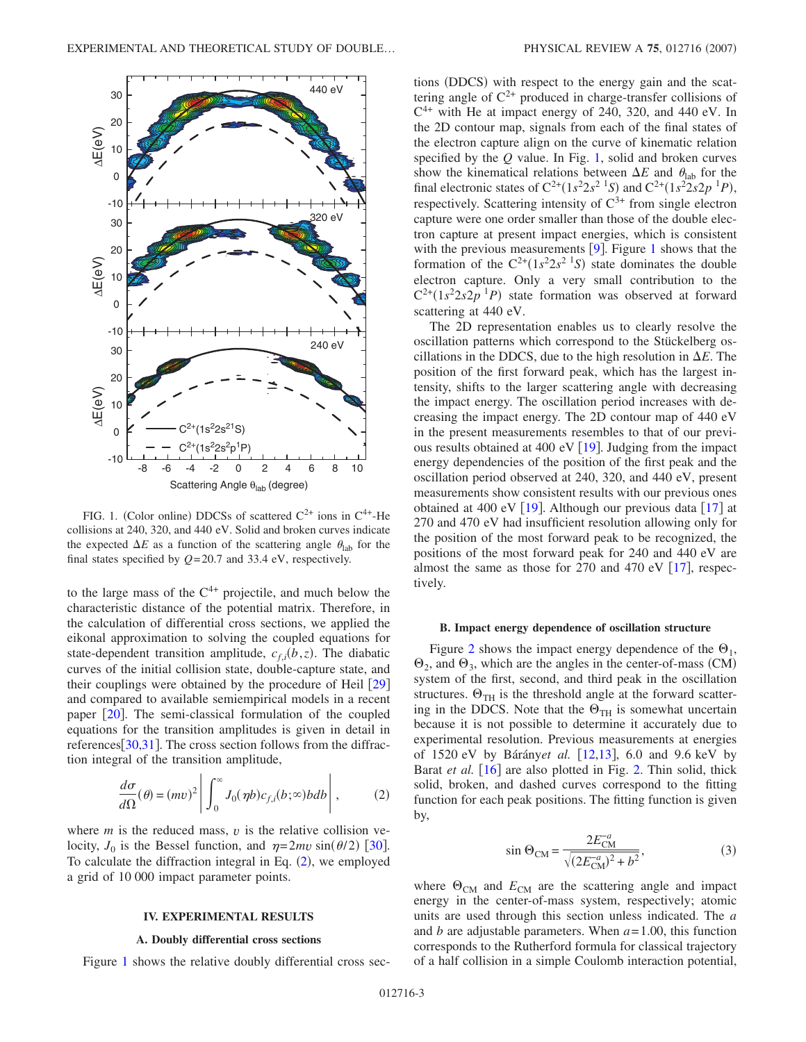FIG. 1. (Color online) DDCSs of scattered $C^{2+}$ ions in $C^{4+}$-He collisions at 240, 320, and 440 eV. Solid and broken curves indicate the expected $\Delta E$ as a function of the scattering angle $\theta_{lab}$ for the final states specified by $Q=20.7$ and 33.4 eV, respectively.

to the large mass of the $C^{4+}$ projectile, and much below the characteristic distance of the potential matrix. Therefore, in the calculation of differential cross sections, we applied the eikonal approximation to solving the coupled equations for state-dependent transition amplitude, $c_{f,i}(b,z)$. The diabatic curves of the initial collision state, double-capture state, and their couplings were obtained by the procedure of Heil [29] and compared to available semiempirical models in a recent paper [20]. The semi-classical formulation of the coupled equations for the transition amplitudes is given in detail in references[30,31]. The cross section follows from the diffraction integral of the transition amplitude,

$$\frac{d\sigma}{d\Omega}(\theta) = (mv)^2 \left| \int_0^\infty J_0(\eta b) c_{f,i}(b;\infty) b db \right|, \tag{2}$$

where $m$ is the reduced mass, $v$ is the relative collision velocity, $J_0$ is the Bessel function, and $\eta = 2mv \sin(\theta/2)$ [30]. To calculate the diffraction integral in Eq. (2), we employed a grid of 10 000 impact parameter points.

## IV. EXPERIMENTAL RESULTS

### A. Doubly differential cross sections

Figure 1 shows the relative doubly differential cross sections (DDCS) with respect to the energy gain and the scattering angle of $C^{2+}$ produced in charge-transfer collisions of $C^{4+}$ with He at impact energy of 240, 320, and 440 eV. In the 2D contour map, signals from each of the final states of the electron capture align on the curve of kinematic relation specified by the $Q$ value. In Fig. 1, solid and broken curves show the kinematical relations between $\Delta E$ and $\theta_{lab}$ for the final electronic states of $C^{2+}(1s^2 2s^2\ {}^1S)$ and $C^{2+}(1s^2 2s2p\ {}^1P)$, respectively. Scattering intensity of $C^{3+}$ from single electron capture were one order smaller than those of the double electron capture at present impact energies, which is consistent with the previous measurements [9]. Figure 1 shows that the formation of the $C^{2+}(1s^2 2s^2\ {}^1S)$ state dominates the double electron capture. Only a very small contribution to the $C^{2+}(1s^2 2s2p\ {}^1P)$ state formation was observed at forward scattering at 440 eV.

The 2D representation enables us to clearly resolve the oscillation patterns which correspond to the Stückelberg oscillations in the DDCS, due to the high resolution in $\Delta E$. The position of the first forward peak, which has the largest intensity, shifts to the larger scattering angle with decreasing the impact energy. The oscillation period increases with decreasing the impact energy. The 2D contour map of 440 eV in the present measurements resembles to that of our previous results obtained at 400 eV [19]. Judging from the impact energy dependencies of the position of the first peak and the oscillation period observed at 240, 320, and 440 eV, present measurements show consistent results with our previous ones obtained at 400 eV [19]. Although our previous data [17] at 270 and 470 eV had insufficient resolution allowing only for the position of the most forward peak to be recognized, the positions of the most forward peak for 240 and 440 eV are almost the same as those for 270 and 470 eV [17], respectively.

### B. Impact energy dependence of oscillation structure

Figure 2 shows the impact energy dependence of the $\Theta_1$, $\Theta_2$, and $\Theta_3$, which are the angles in the center-of-mass (CM) system of the first, second, and third peak in the oscillation structures. $\Theta_{TH}$ is the threshold angle at the forward scattering in the DDCS. Note that the $\Theta_{TH}$ is somewhat uncertain because it is not possible to determine it accurately due to experimental resolution. Previous measurements at energies of 1520 eV by Bárány*et al.* [12,13], 6.0 and 9.6 keV by Barat *et al.* [16] are also plotted in Fig. 2. Thin solid, thick solid, broken, and dashed curves correspond to the fitting function for each peak positions. The fitting function is given by,

$$\sin \Theta_{CM} = \frac{2E_{CM}^{-a}}{\sqrt{(2E_{CM}^{-a})^2 + b^2}}, \tag{3}$$

where $\Theta_{CM}$ and $E_{CM}$ are the scattering angle and impact energy in the center-of-mass system, respectively; atomic units are used through this section unless indicated. The $a$ and $b$ are adjustable parameters. When $a=1.00$, this function corresponds to the Rutherford formula for classical trajectory of a half collision in a simple Coulomb interaction potential,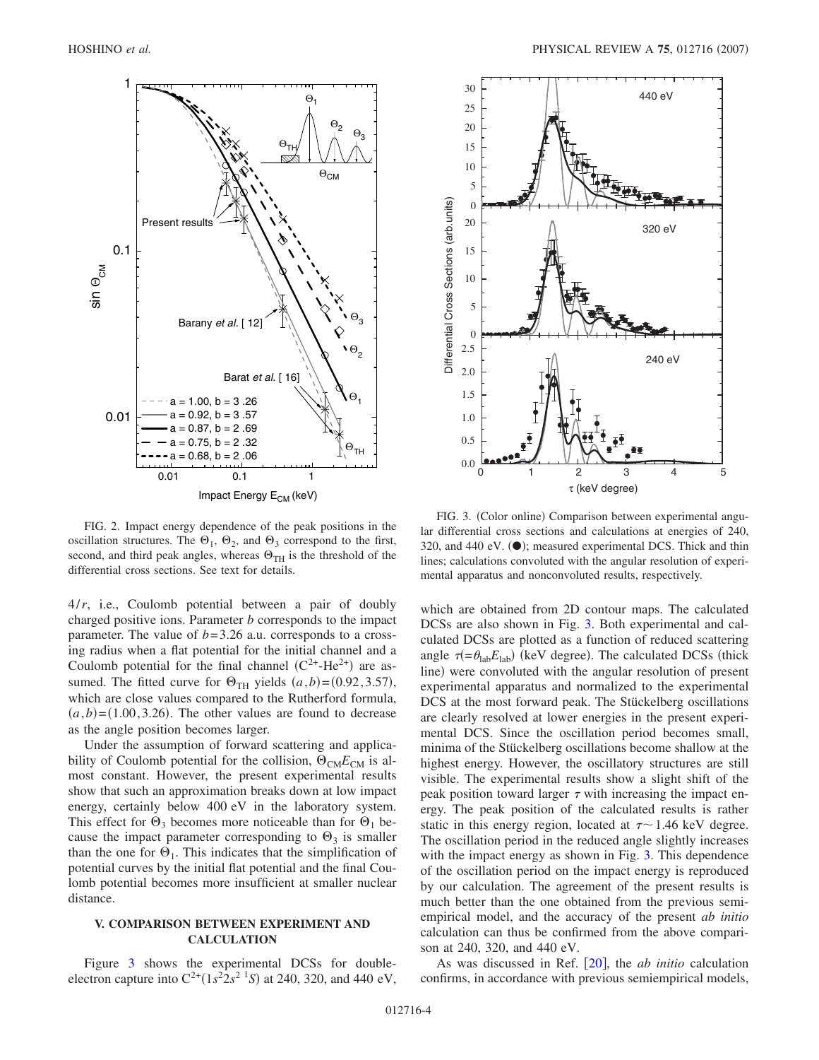FIG. 2. Impact energy dependence of the peak positions in the oscillation structures. The $\Theta_1$, $\Theta_2$, and $\Theta_3$ correspond to the first, second, and third peak angles, whereas $\Theta_{TH}$ is the threshold of the differential cross sections. See text for details.

FIG. 3. (Color online) Comparison between experimental angular differential cross sections and calculations at energies of 240, 320, and 440 eV. (●); measured experimental DCS. Thick and thin lines; calculations convoluted with the angular resolution of experimental apparatus and nonconvoluted results, respectively.

$4/r$, i.e., Coulomb potential between a pair of doubly charged positive ions. Parameter $b$ corresponds to the impact parameter. The value of $b=3.26$ a.u. corresponds to a crossing radius when a flat potential for the initial channel and a Coulomb potential for the final channel ($C^{2+}$-$He^{2+}$) are assumed. The fitted curve for $\Theta_{TH}$ yields $(a,b)=(0.92,3.57)$, which are close values compared to the Rutherford formula, $(a,b)=(1.00,3.26)$. The other values are found to decrease as the angle position becomes larger.

Under the assumption of forward scattering and applicability of Coulomb potential for the collision, $\Theta_{CM}E_{CM}$ is almost constant. However, the present experimental results show that such an approximation breaks down at low impact energy, certainly below 400 eV in the laboratory system. This effect for $\Theta_3$ becomes more noticeable than for $\Theta_1$ because the impact parameter corresponding to $\Theta_3$ is smaller than the one for $\Theta_1$. This indicates that the simplification of potential curves by the initial flat potential and the final Coulomb potential becomes more insufficient at smaller nuclear distance.

## V. COMPARISON BETWEEN EXPERIMENT AND CALCULATION

Figure 3 shows the experimental DCSs for double-electron capture into $C^{2+}(1s^2 2s^2\ {}^1S)$ at 240, 320, and 440 eV, which are obtained from 2D contour maps. The calculated DCSs are also shown in Fig. 3. Both experimental and calculated DCSs are plotted as a function of reduced scattering angle $\tau(=\theta_{lab}E_{lab})$ (keV degree). The calculated DCSs (thick line) were convoluted with the angular resolution of present experimental apparatus and normalized to the experimental DCS at the most forward peak. The Stückelberg oscillations are clearly resolved at lower energies in the present experimental DCS. Since the oscillation period becomes small, minima of the Stückelberg oscillations become shallow at the highest energy. However, the oscillatory structures are still visible. The experimental results show a slight shift of the peak position toward larger $\tau$ with increasing the impact energy. The peak position of the calculated results is rather static in this energy region, located at $\tau \sim 1.46$ keV degree. The oscillation period in the reduced angle slightly increases with the impact energy as shown in Fig. 3. This dependence of the oscillation period on the impact energy is reproduced by our calculation. The agreement of the present results is much better than the one obtained from the previous semiempirical model, and the accuracy of the present *ab initio* calculation can thus be confirmed from the above comparison at 240, 320, and 440 eV.

As was discussed in Ref. [20], the *ab initio* calculation confirms, in accordance with previous semiempirical models,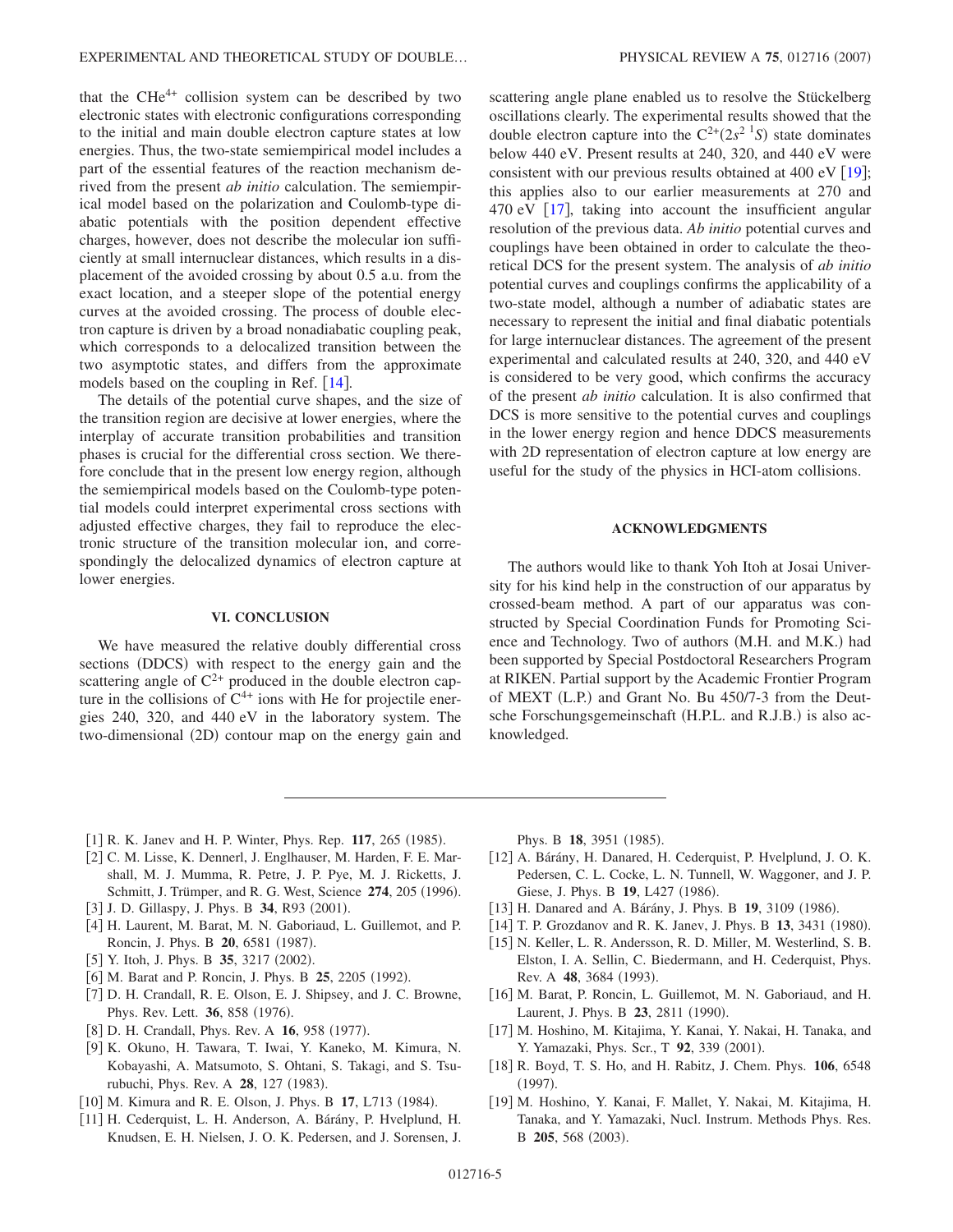that the $CHe^{4+}$ collision system can be described by two electronic states with electronic configurations corresponding to the initial and main double electron capture states at low energies. Thus, the two-state semiempirical model includes a part of the essential features of the reaction mechanism derived from the present *ab initio* calculation. The semiempirical model based on the polarization and Coulomb-type diabatic potentials with the position dependent effective charges, however, does not describe the molecular ion sufficiently at small internuclear distances, which results in a displacement of the avoided crossing by about 0.5 a.u. from the exact location, and a steeper slope of the potential energy curves at the avoided crossing. The process of double electron capture is driven by a broad nonadiabatic coupling peak, which corresponds to a delocalized transition between the two asymptotic states, and differs from the approximate models based on the coupling in Ref. [14].

The details of the potential curve shapes, and the size of the transition region are decisive at lower energies, where the interplay of accurate transition probabilities and transition phases is crucial for the differential cross section. We therefore conclude that in the present low energy region, although the semiempirical models based on the Coulomb-type potential models could interpret experimental cross sections with adjusted effective charges, they fail to reproduce the electronic structure of the transition molecular ion, and correspondingly the delocalized dynamics of electron capture at lower energies.

## VI. CONCLUSION

We have measured the relative doubly differential cross sections (DDCS) with respect to the energy gain and the scattering angle of $C^{2+}$ produced in the double electron capture in the collisions of $C^{4+}$ ions with He for projectile energies 240, 320, and 440 eV in the laboratory system. The two-dimensional (2D) contour map on the energy gain and scattering angle plane enabled us to resolve the Stückelberg oscillations clearly. The experimental results showed that the double electron capture into the $C^{2+}(2s^2\,{}^1S)$ state dominates below 440 eV. Present results at 240, 320, and 440 eV were consistent with our previous results obtained at 400 eV [19]; this applies also to our earlier measurements at 270 and 470 eV [17], taking into account the insufficient angular resolution of the previous data. *Ab initio* potential curves and couplings have been obtained in order to calculate the theoretical DCS for the present system. The analysis of *ab initio* potential curves and couplings confirms the applicability of a two-state model, although a number of adiabatic states are necessary to represent the initial and final diabatic potentials for large internuclear distances. The agreement of the present experimental and calculated results at 240, 320, and 440 eV is considered to be very good, which confirms the accuracy of the present *ab initio* calculation. It is also confirmed that DCS is more sensitive to the potential curves and couplings in the lower energy region and hence DDCS measurements with 2D representation of electron capture at low energy are useful for the study of the physics in HCI-atom collisions.

## ACKNOWLEDGMENTS

The authors would like to thank Yoh Itoh at Josai University for his kind help in the construction of our apparatus by crossed-beam method. A part of our apparatus was constructed by Special Coordination Funds for Promoting Science and Technology. Two of authors (M.H. and M.K.) had been supported by Special Postdoctoral Researchers Program at RIKEN. Partial support by the Academic Frontier Program of MEXT (L.P.) and Grant No. Bu 450/7-3 from the Deutsche Forschungsgemeinschaft (H.P.L. and R.J.B.) is also acknowledged.

---

[1] R. K. Janev and H. P. Winter, Phys. Rep. **117**, 265 (1985).

[2] C. M. Lisse, K. Dennerl, J. Englhauser, M. Harden, F. E. Marshall, M. J. Mumma, R. Petre, J. P. Pye, M. J. Ricketts, J. Schmitt, J. Trümper, and R. G. West, Science **274**, 205 (1996).

[3] J. D. Gillaspy, J. Phys. B **34**, R93 (2001).

[4] H. Laurent, M. Barat, M. N. Gaboriaud, L. Guillemot, and P. Roncin, J. Phys. B **20**, 6581 (1987).

[5] Y. Itoh, J. Phys. B **35**, 3217 (2002).

[6] M. Barat and P. Roncin, J. Phys. B **25**, 2205 (1992).

[7] D. H. Crandall, R. E. Olson, E. J. Shipsey, and J. C. Browne, Phys. Rev. Lett. **36**, 858 (1976).

[8] D. H. Crandall, Phys. Rev. A **16**, 958 (1977).

[9] K. Okuno, H. Tawara, T. Iwai, Y. Kaneko, M. Kimura, N. Kobayashi, A. Matsumoto, S. Ohtani, S. Takagi, and S. Tsurubuchi, Phys. Rev. A **28**, 127 (1983).

[10] M. Kimura and R. E. Olson, J. Phys. B **17**, L713 (1984).

[11] H. Cederquist, L. H. Anderson, A. Bárány, P. Hvelplund, H. Knudsen, E. H. Nielsen, J. O. K. Pedersen, and J. Sorensen, J. Phys. B **18**, 3951 (1985).

[12] A. Bárány, H. Danared, H. Cederquist, P. Hvelplund, J. O. K. Pedersen, C. L. Cocke, L. N. Tunnell, W. Waggoner, and J. P. Giese, J. Phys. B **19**, L427 (1986).

[13] H. Danared and A. Bárány, J. Phys. B **19**, 3109 (1986).

[14] T. P. Grozdanov and R. K. Janev, J. Phys. B **13**, 3431 (1980).

[15] N. Keller, L. R. Andersson, R. D. Miller, M. Westerlind, S. B. Elston, I. A. Sellin, C. Biedermann, and H. Cederquist, Phys. Rev. A **48**, 3684 (1993).

[16] M. Barat, P. Roncin, L. Guillemot, M. N. Gaboriaud, and H. Laurent, J. Phys. B **23**, 2811 (1990).

[17] M. Hoshino, M. Kitajima, Y. Kanai, Y. Nakai, H. Tanaka, and Y. Yamazaki, Phys. Scr., T **92**, 339 (2001).

[18] R. Boyd, T. S. Ho, and H. Rabitz, J. Chem. Phys. **106**, 6548 (1997).

[19] M. Hoshino, Y. Kanai, F. Mallet, Y. Nakai, M. Kitajima, H. Tanaka, and Y. Yamazaki, Nucl. Instrum. Methods Phys. Res. B **205**, 568 (2003).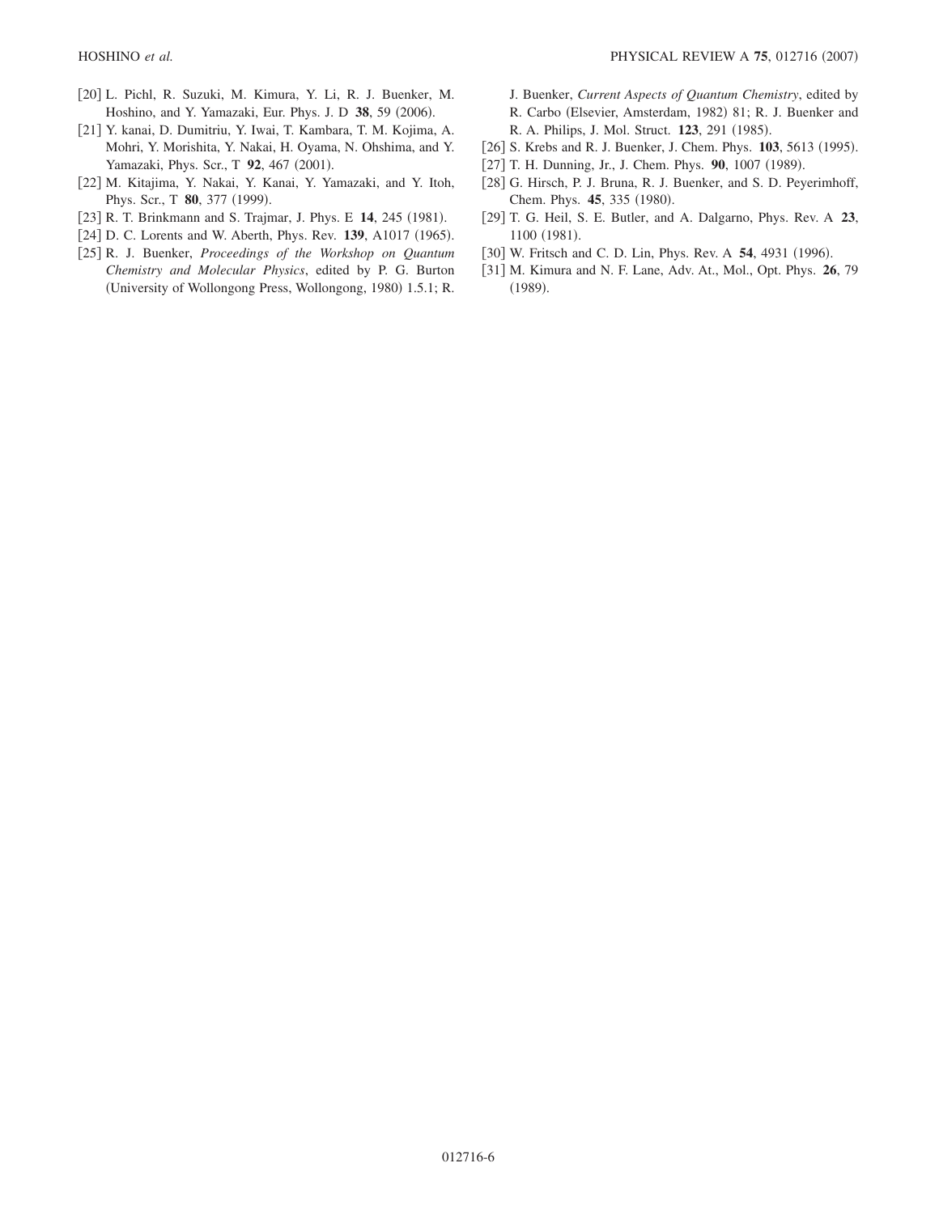[20] L. Pichl, R. Suzuki, M. Kimura, Y. Li, R. J. Buenker, M. Hoshino, and Y. Yamazaki, Eur. Phys. J. D **38**, 59 (2006).

[21] Y. kanai, D. Dumitriu, Y. Iwai, T. Kambara, T. M. Kojima, A. Mohri, Y. Morishita, Y. Nakai, H. Oyama, N. Ohshima, and Y. Yamazaki, Phys. Scr., T **92**, 467 (2001).

[22] M. Kitajima, Y. Nakai, Y. Kanai, Y. Yamazaki, and Y. Itoh, Phys. Scr., T **80**, 377 (1999).

[23] R. T. Brinkmann and S. Trajmar, J. Phys. E **14**, 245 (1981).

[24] D. C. Lorents and W. Aberth, Phys. Rev. **139**, A1017 (1965).

[25] R. J. Buenker, *Proceedings of the Workshop on Quantum Chemistry and Molecular Physics*, edited by P. G. Burton (University of Wollongong Press, Wollongong, 1980) 1.5.1; R. J. Buenker, *Current Aspects of Quantum Chemistry*, edited by R. Carbo (Elsevier, Amsterdam, 1982) 81; R. J. Buenker and R. A. Philips, J. Mol. Struct. **123**, 291 (1985).

[26] S. Krebs and R. J. Buenker, J. Chem. Phys. **103**, 5613 (1995).

[27] T. H. Dunning, Jr., J. Chem. Phys. **90**, 1007 (1989).

[28] G. Hirsch, P. J. Bruna, R. J. Buenker, and S. D. Peyerimhoff, Chem. Phys. **45**, 335 (1980).

[29] T. G. Heil, S. E. Butler, and A. Dalgarno, Phys. Rev. A **23**, 1100 (1981).

[30] W. Fritsch and C. D. Lin, Phys. Rev. A **54**, 4931 (1996).

[31] M. Kimura and N. F. Lane, Adv. At., Mol., Opt. Phys. **26**, 79 (1989).